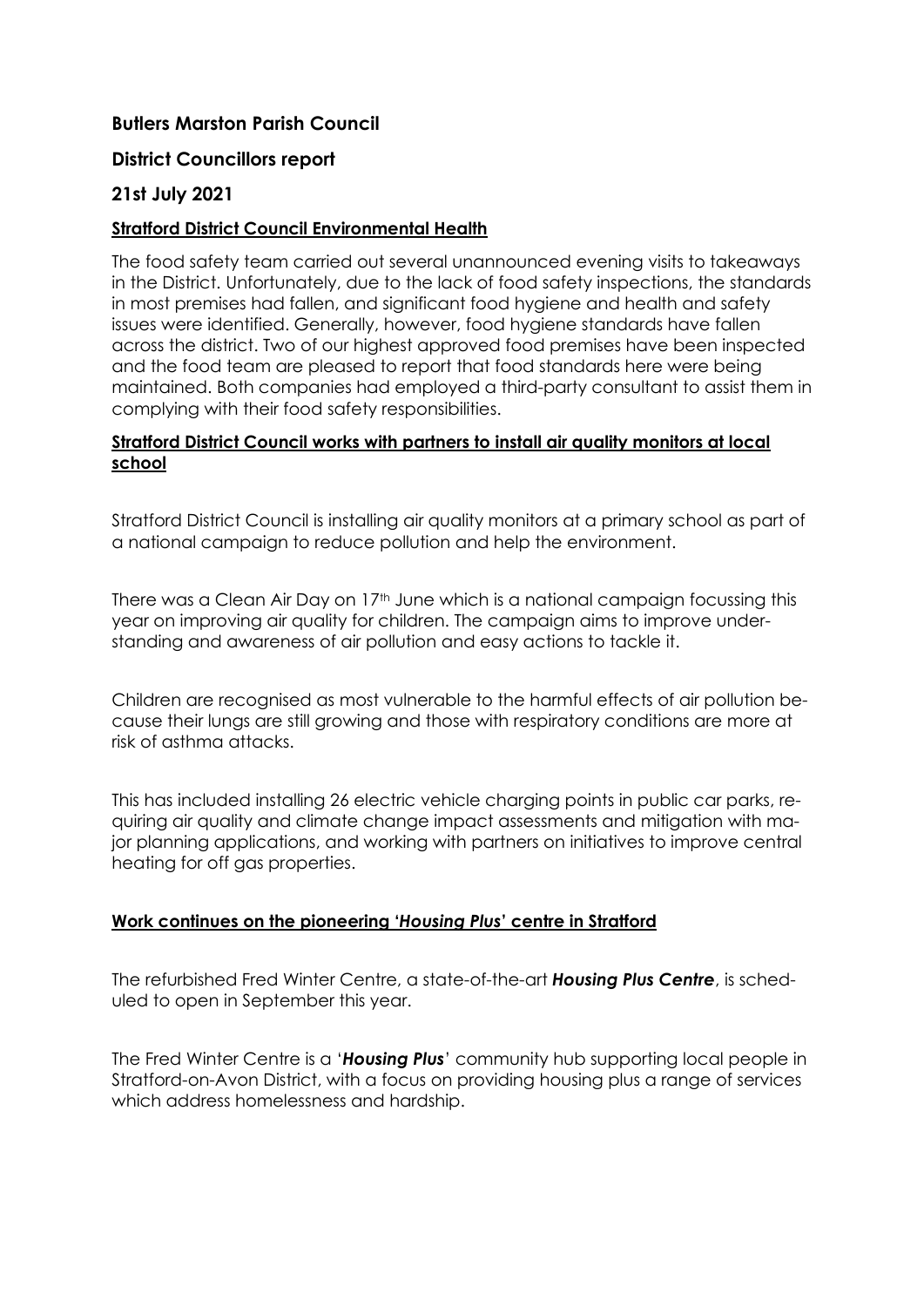**Butlers Marston Parish Council**

**District Councillors report**

**21st July 2021**

**Stratford District Council Environmental Health**

The food safety team carried out several unannounced evening visits to takeaways in the District. Unfortunately, due to the lack of food safety inspections, the standards in most premises had fallen, and significant food hygiene and health and safety issues were identified. Generally, however, food hygiene standards have fallen across the district. Two of our highest approved food premises have been inspected and the food team are pleased to report that food standards here were being maintained. Both companies had employed a third-party consultant to assist them in complying with their food safety responsibilities.

**Stratford District Council works with partners to install air quality monitors at local school**

Stratford District Council is installing air quality monitors at a primary school as part of a national campaign to reduce pollution and help the environment.

There was a Clean Air Day on 17th June which is a national campaign focussing this year on improving air quality for children. The campaign aims to improve understanding and awareness of air pollution and easy actions to tackle it.

Children are recognised as most vulnerable to the harmful effects of air pollution because their lungs are still growing and those with respiratory conditions are more at risk of asthma attacks.

This has included installing 26 electric vehicle charging points in public car parks, requiring air quality and climate change impact assessments and mitigation with major planning applications, and working with partners on initiatives to improve central heating for off gas properties.

**Work continues on the pioneering '*Housing Plus*' centre in Stratford**

The refurbished Fred Winter Centre, a state-of-the-art ***Housing Plus Centre***, is scheduled to open in September this year.

The Fred Winter Centre is a '***Housing Plus***' community hub supporting local people in Stratford-on-Avon District, with a focus on providing housing plus a range of services which address homelessness and hardship.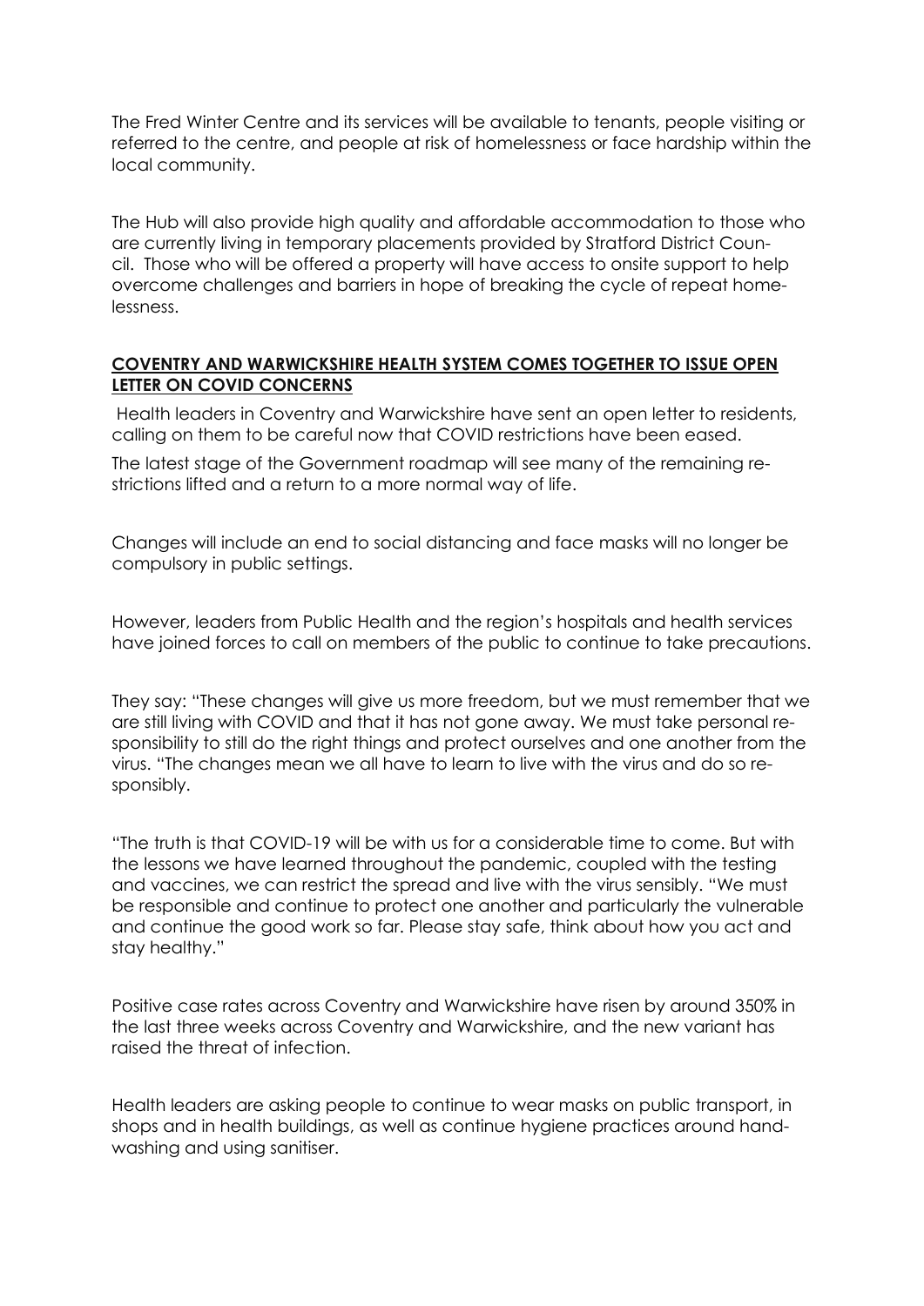The Fred Winter Centre and its services will be available to tenants, people visiting or referred to the centre, and people at risk of homelessness or face hardship within the local community.

The Hub will also provide high quality and affordable accommodation to those who are currently living in temporary placements provided by Stratford District Council. Those who will be offered a property will have access to onsite support to help overcome challenges and barriers in hope of breaking the cycle of repeat homelessness.

## COVENTRY AND WARWICKSHIRE HEALTH SYSTEM COMES TOGETHER TO ISSUE OPEN LETTER ON COVID CONCERNS

Health leaders in Coventry and Warwickshire have sent an open letter to residents, calling on them to be careful now that COVID restrictions have been eased.

The latest stage of the Government roadmap will see many of the remaining restrictions lifted and a return to a more normal way of life.

Changes will include an end to social distancing and face masks will no longer be compulsory in public settings.

However, leaders from Public Health and the region's hospitals and health services have joined forces to call on members of the public to continue to take precautions.

They say: "These changes will give us more freedom, but we must remember that we are still living with COVID and that it has not gone away. We must take personal responsibility to still do the right things and protect ourselves and one another from the virus. "The changes mean we all have to learn to live with the virus and do so responsibly.

"The truth is that COVID-19 will be with us for a considerable time to come. But with the lessons we have learned throughout the pandemic, coupled with the testing and vaccines, we can restrict the spread and live with the virus sensibly. "We must be responsible and continue to protect one another and particularly the vulnerable and continue the good work so far. Please stay safe, think about how you act and stay healthy."

Positive case rates across Coventry and Warwickshire have risen by around 350% in the last three weeks across Coventry and Warwickshire, and the new variant has raised the threat of infection.

Health leaders are asking people to continue to wear masks on public transport, in shops and in health buildings, as well as continue hygiene practices around hand-washing and using sanitiser.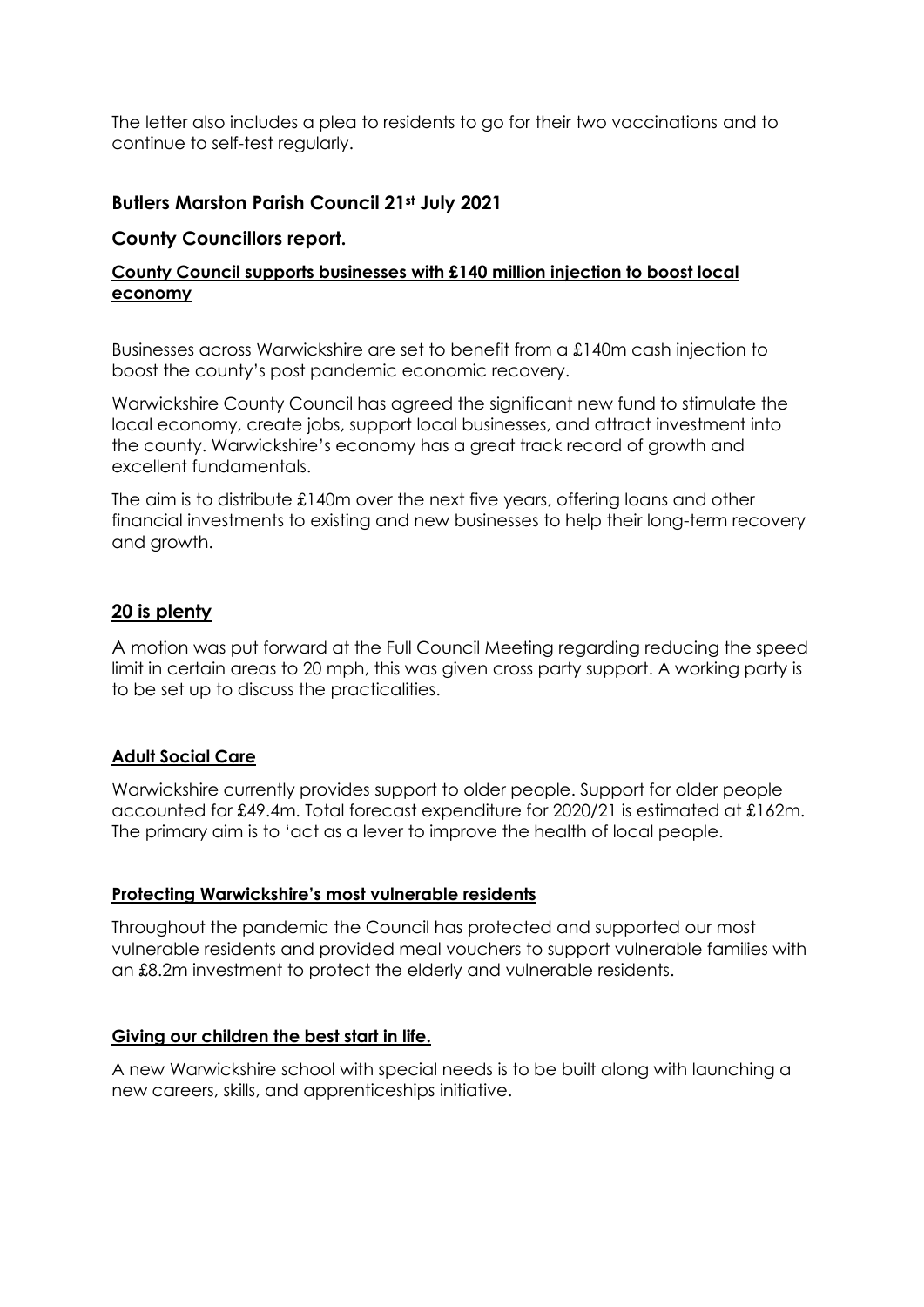The letter also includes a plea to residents to go for their two vaccinations and to continue to self-test regularly.

## Butlers Marston Parish Council 21st July 2021

## County Councillors report.

### County Council supports businesses with £140 million injection to boost local economy

Businesses across Warwickshire are set to benefit from a £140m cash injection to boost the county's post pandemic economic recovery.

Warwickshire County Council has agreed the significant new fund to stimulate the local economy, create jobs, support local businesses, and attract investment into the county. Warwickshire's economy has a great track record of growth and excellent fundamentals.

The aim is to distribute £140m over the next five years, offering loans and other financial investments to existing and new businesses to help their long-term recovery and growth.

### 20 is plenty

A motion was put forward at the Full Council Meeting regarding reducing the speed limit in certain areas to 20 mph, this was given cross party support. A working party is to be set up to discuss the practicalities.

### Adult Social Care

Warwickshire currently provides support to older people. Support for older people accounted for £49.4m. Total forecast expenditure for 2020/21 is estimated at £162m. The primary aim is to 'act as a lever to improve the health of local people.

### Protecting Warwickshire's most vulnerable residents

Throughout the pandemic the Council has protected and supported our most vulnerable residents and provided meal vouchers to support vulnerable families with an £8.2m investment to protect the elderly and vulnerable residents.

### Giving our children the best start in life.

A new Warwickshire school with special needs is to be built along with launching a new careers, skills, and apprenticeships initiative.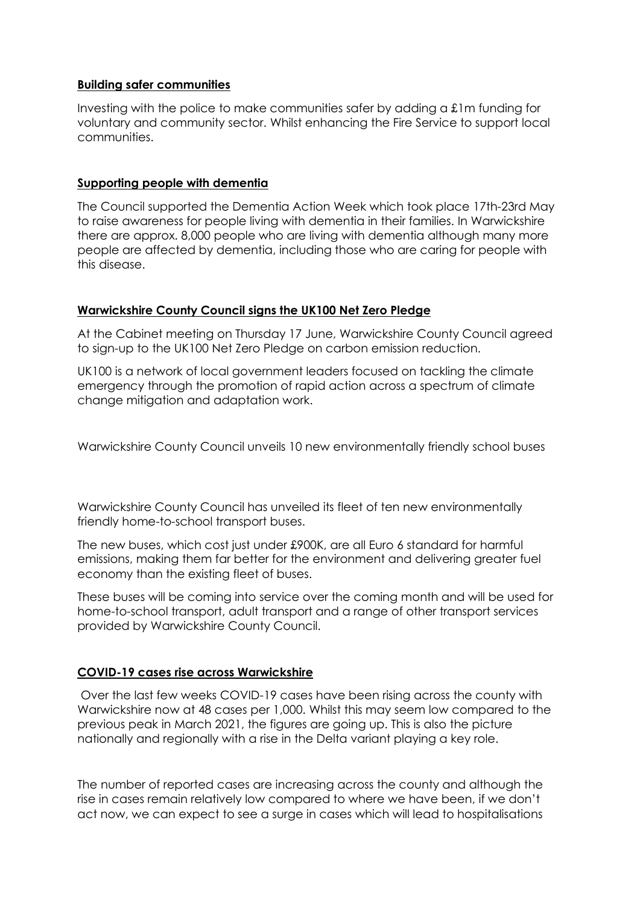**Building safer communities**

Investing with the police to make communities safer by adding a £1m funding for voluntary and community sector. Whilst enhancing the Fire Service to support local communities.

**Supporting people with dementia**

The Council supported the Dementia Action Week which took place 17th-23rd May to raise awareness for people living with dementia in their families. In Warwickshire there are approx. 8,000 people who are living with dementia although many more people are affected by dementia, including those who are caring for people with this disease.

**Warwickshire County Council signs the UK100 Net Zero Pledge**

At the Cabinet meeting on Thursday 17 June, Warwickshire County Council agreed to sign-up to the UK100 Net Zero Pledge on carbon emission reduction.

UK100 is a network of local government leaders focused on tackling the climate emergency through the promotion of rapid action across a spectrum of climate change mitigation and adaptation work.

Warwickshire County Council unveils 10 new environmentally friendly school buses

Warwickshire County Council has unveiled its fleet of ten new environmentally friendly home-to-school transport buses.

The new buses, which cost just under £900K, are all Euro 6 standard for harmful emissions, making them far better for the environment and delivering greater fuel economy than the existing fleet of buses.

These buses will be coming into service over the coming month and will be used for home-to-school transport, adult transport and a range of other transport services provided by Warwickshire County Council.

**COVID-19 cases rise across Warwickshire**

Over the last few weeks COVID-19 cases have been rising across the county with Warwickshire now at 48 cases per 1,000. Whilst this may seem low compared to the previous peak in March 2021, the figures are going up. This is also the picture nationally and regionally with a rise in the Delta variant playing a key role.

The number of reported cases are increasing across the county and although the rise in cases remain relatively low compared to where we have been, if we don't act now, we can expect to see a surge in cases which will lead to hospitalisations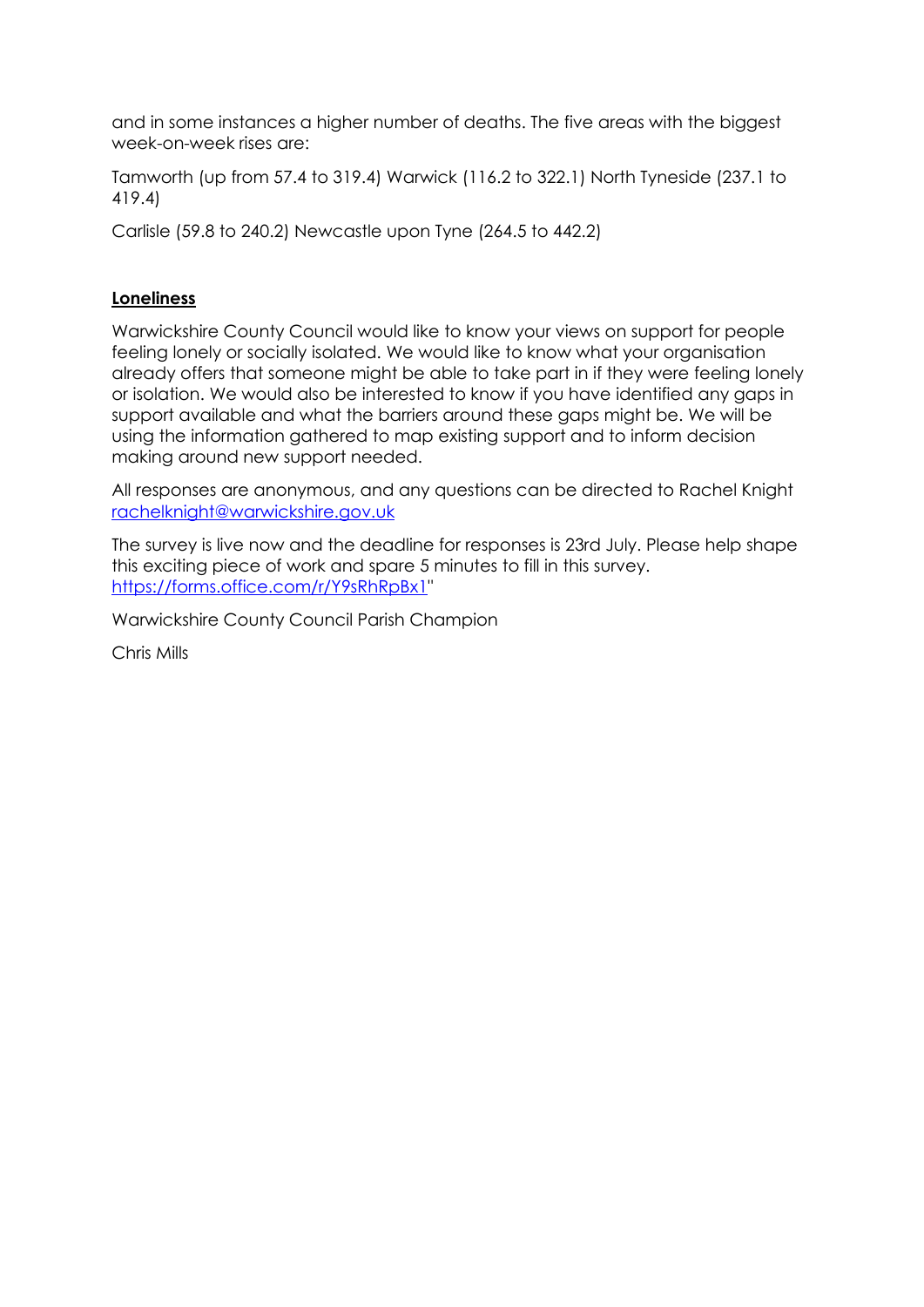and in some instances a higher number of deaths. The five areas with the biggest week-on-week rises are:

Tamworth (up from 57.4 to 319.4) Warwick (116.2 to 322.1) North Tyneside (237.1 to 419.4)

Carlisle (59.8 to 240.2) Newcastle upon Tyne (264.5 to 442.2)

**Loneliness**

Warwickshire County Council would like to know your views on support for people feeling lonely or socially isolated. We would like to know what your organisation already offers that someone might be able to take part in if they were feeling lonely or isolation. We would also be interested to know if you have identified any gaps in support available and what the barriers around these gaps might be. We will be using the information gathered to map existing support and to inform decision making around new support needed.

All responses are anonymous, and any questions can be directed to Rachel Knight rachelknight@warwickshire.gov.uk

The survey is live now and the deadline for responses is 23rd July. Please help shape this exciting piece of work and spare 5 minutes to fill in this survey. https://forms.office.com/r/Y9sRhRpBx1"

Warwickshire County Council Parish Champion

Chris Mills